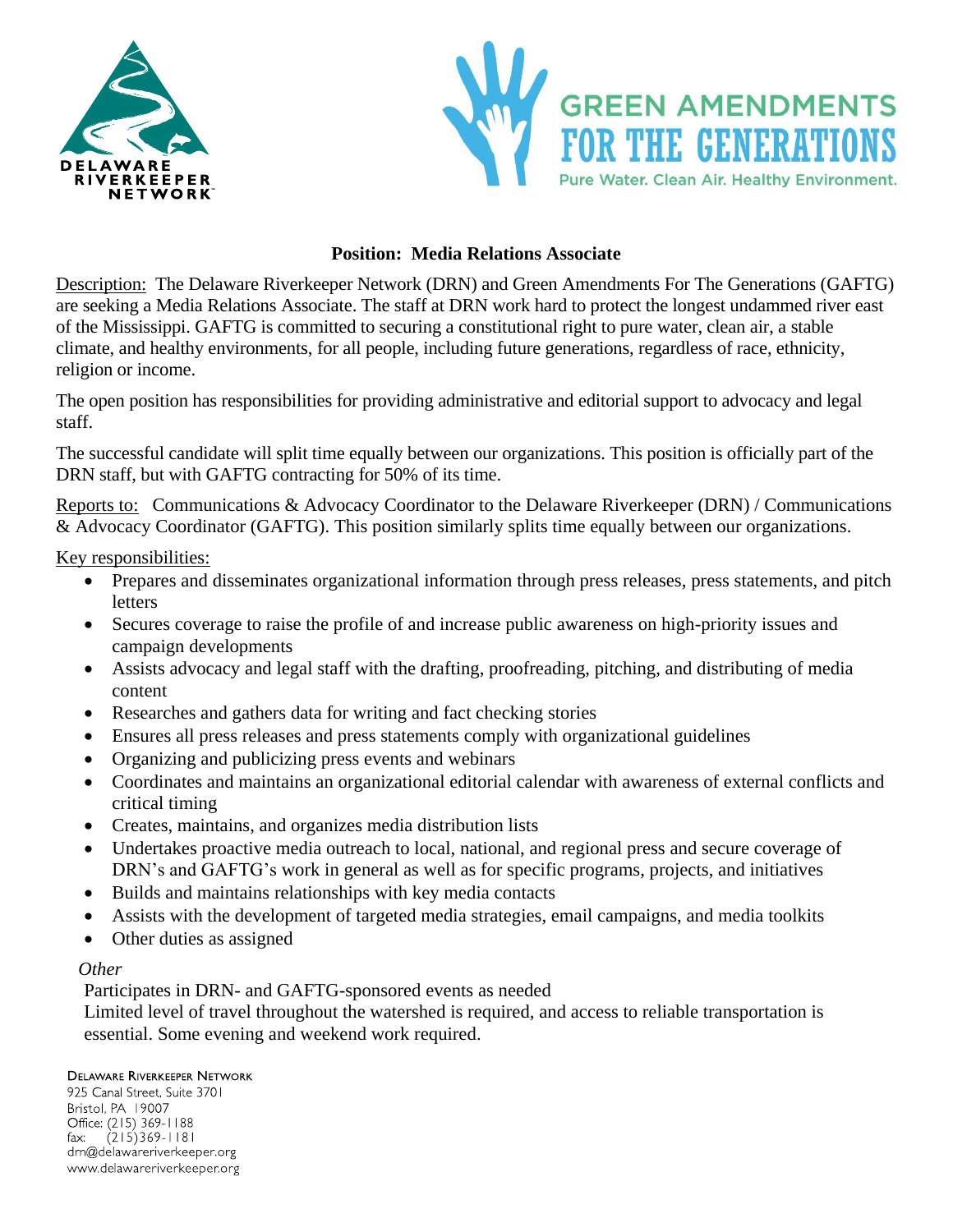DELAWARE RIVERKEEPER NETWORK

GREEN AMENDMENTS FOR THE GENERATIONS
Pure Water. Clean Air. Healthy Environment.

## Position: Media Relations Associate

Description: The Delaware Riverkeeper Network (DRN) and Green Amendments For The Generations (GAFTG) are seeking a Media Relations Associate. The staff at DRN work hard to protect the longest undammed river east of the Mississippi. GAFTG is committed to securing a constitutional right to pure water, clean air, a stable climate, and healthy environments, for all people, including future generations, regardless of race, ethnicity, religion or income.

The open position has responsibilities for providing administrative and editorial support to advocacy and legal staff.

The successful candidate will split time equally between our organizations. This position is officially part of the DRN staff, but with GAFTG contracting for 50% of its time.

Reports to: Communications & Advocacy Coordinator to the Delaware Riverkeeper (DRN) / Communications & Advocacy Coordinator (GAFTG). This position similarly splits time equally between our organizations.

Key responsibilities:

- Prepares and disseminates organizational information through press releases, press statements, and pitch letters
- Secures coverage to raise the profile of and increase public awareness on high-priority issues and campaign developments
- Assists advocacy and legal staff with the drafting, proofreading, pitching, and distributing of media content
- Researches and gathers data for writing and fact checking stories
- Ensures all press releases and press statements comply with organizational guidelines
- Organizing and publicizing press events and webinars
- Coordinates and maintains an organizational editorial calendar with awareness of external conflicts and critical timing
- Creates, maintains, and organizes media distribution lists
- Undertakes proactive media outreach to local, national, and regional press and secure coverage of DRN's and GAFTG's work in general as well as for specific programs, projects, and initiatives
- Builds and maintains relationships with key media contacts
- Assists with the development of targeted media strategies, email campaigns, and media toolkits
- Other duties as assigned

*Other*

Participates in DRN- and GAFTG-sponsored events as needed
Limited level of travel throughout the watershed is required, and access to reliable transportation is essential. Some evening and weekend work required.

DELAWARE RIVERKEEPER NETWORK
925 Canal Street, Suite 3701
Bristol, PA 19007
Office: (215) 369-1188
fax: (215)369-1181
drn@delawareriverkeeper.org
www.delawareriverkeeper.org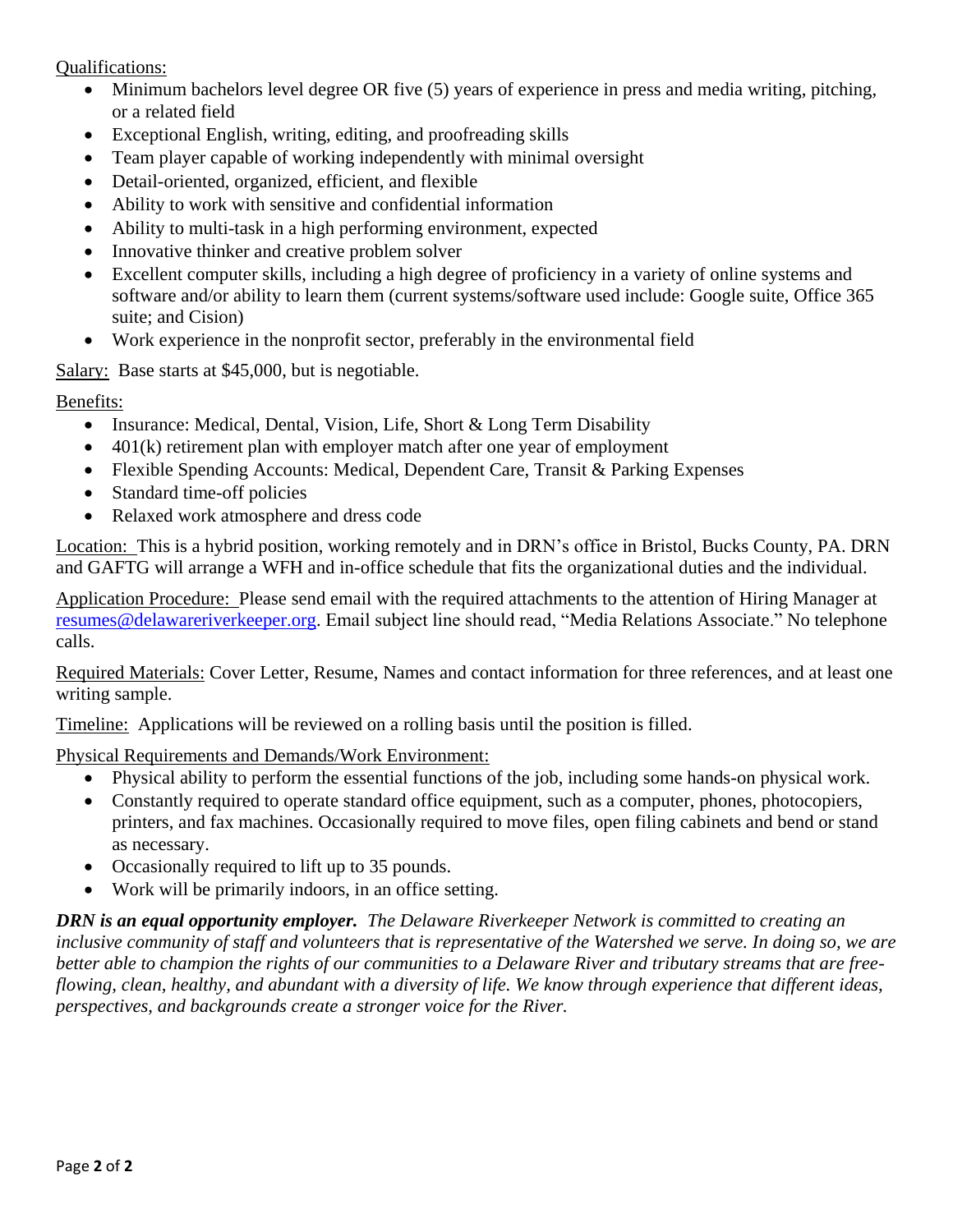Qualifications:

- Minimum bachelors level degree OR five (5) years of experience in press and media writing, pitching, or a related field
- Exceptional English, writing, editing, and proofreading skills
- Team player capable of working independently with minimal oversight
- Detail-oriented, organized, efficient, and flexible
- Ability to work with sensitive and confidential information
- Ability to multi-task in a high performing environment, expected
- Innovative thinker and creative problem solver
- Excellent computer skills, including a high degree of proficiency in a variety of online systems and software and/or ability to learn them (current systems/software used include: Google suite, Office 365 suite; and Cision)
- Work experience in the nonprofit sector, preferably in the environmental field

Salary: Base starts at $45,000, but is negotiable.

Benefits:

- Insurance: Medical, Dental, Vision, Life, Short & Long Term Disability
- 401(k) retirement plan with employer match after one year of employment
- Flexible Spending Accounts: Medical, Dependent Care, Transit & Parking Expenses
- Standard time-off policies
- Relaxed work atmosphere and dress code

Location: This is a hybrid position, working remotely and in DRN's office in Bristol, Bucks County, PA. DRN and GAFTG will arrange a WFH and in-office schedule that fits the organizational duties and the individual.

Application Procedure: Please send email with the required attachments to the attention of Hiring Manager at resumes@delawareriverkeeper.org. Email subject line should read, "Media Relations Associate." No telephone calls.

Required Materials: Cover Letter, Resume, Names and contact information for three references, and at least one writing sample.

Timeline: Applications will be reviewed on a rolling basis until the position is filled.

Physical Requirements and Demands/Work Environment:

- Physical ability to perform the essential functions of the job, including some hands-on physical work.
- Constantly required to operate standard office equipment, such as a computer, phones, photocopiers, printers, and fax machines. Occasionally required to move files, open filing cabinets and bend or stand as necessary.
- Occasionally required to lift up to 35 pounds.
- Work will be primarily indoors, in an office setting.

***DRN is an equal opportunity employer.*** *The Delaware Riverkeeper Network is committed to creating an inclusive community of staff and volunteers that is representative of the Watershed we serve. In doing so, we are better able to champion the rights of our communities to a Delaware River and tributary streams that are free-flowing, clean, healthy, and abundant with a diversity of life. We know through experience that different ideas, perspectives, and backgrounds create a stronger voice for the River.*